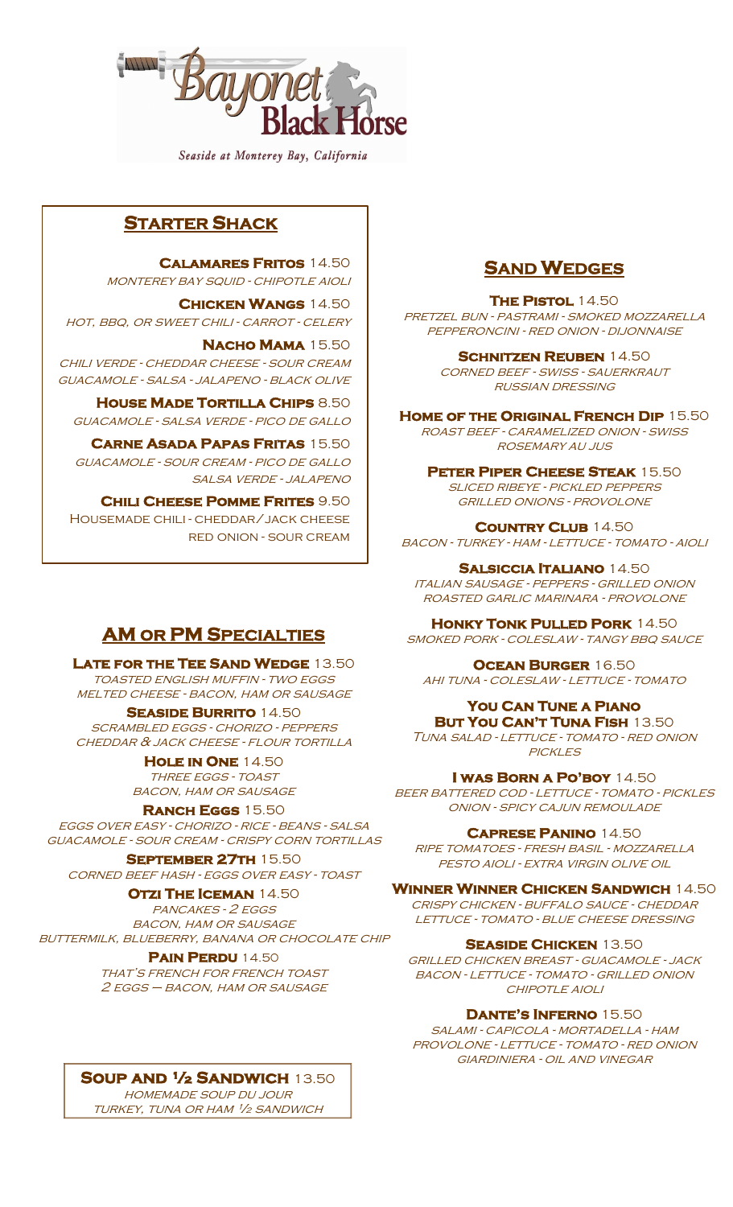# Bayonet Black Horse

*Seaside at Monterey Bay, California*

## Starter Shack

**Calamares Fritos** 14.50
*Monterey Bay squid - chipotle aioli*

**Chicken Wangs** 14.50
*Hot, BBQ, or sweet chili - carrot - celery*

**Nacho Mama** 15.50
*Chili verde - cheddar cheese - sour cream guacamole - salsa - jalapeno - black olive*

**House Made Tortilla Chips** 8.50
*Guacamole - salsa verde - pico de gallo*

**Carne Asada Papas Fritas** 15.50
*Guacamole - sour cream - pico de gallo salsa verde - jalapeno*

**Chili Cheese Pomme Frites** 9.50
Housemade chili - cheddar/jack cheese red onion - sour cream

## AM or PM Specialties

**Late for the Tee Sand Wedge** 13.50
*Toasted English muffin - two eggs melted cheese - bacon, ham or sausage*

**Seaside Burrito** 14.50
*Scrambled eggs - chorizo - peppers cheddar & jack cheese - flour tortilla*

**Hole in One** 14.50
*Three eggs - toast bacon, ham or sausage*

**Ranch Eggs** 15.50
*Eggs over easy - chorizo - rice - beans - salsa guacamole - sour cream - crispy corn tortillas*

**September 27th** 15.50
*Corned beef hash - eggs over easy - toast*

**Otzi The Iceman** 14.50
*Pancakes - 2 eggs bacon, ham or sausage buttermilk, blueberry, banana or chocolate chip*

**Pain Perdu** 14.50
*That's French for French toast 2 eggs – bacon, ham or sausage*

**Soup and ½ Sandwich** 13.50
*Homemade soup du jour turkey, tuna or ham ½ sandwich*

## Sand Wedges

**The Pistol** 14.50
*Pretzel bun - pastrami - smoked mozzarella pepperoncini - red onion - dijonnaise*

**Schnitzen Reuben** 14.50
*Corned beef - Swiss - sauerkraut Russian dressing*

**Home of the Original French Dip** 15.50
*Roast beef - caramelized onion - Swiss rosemary au jus*

**Peter Piper Cheese Steak** 15.50
*Sliced ribeye - pickled peppers grilled onions - provolone*

**Country Club** 14.50
*Bacon - turkey - ham - lettuce - tomato - aioli*

**Salsiccia Italiano** 14.50
*Italian sausage - peppers - grilled onion roasted garlic marinara - provolone*

**Honky Tonk Pulled Pork** 14.50
*Smoked pork - coleslaw - tangy BBQ sauce*

**Ocean Burger** 16.50
*Ahi tuna - coleslaw - lettuce - tomato*

**You Can Tune a Piano But You Can't Tuna Fish** 13.50
*Tuna salad - lettuce - tomato - red onion pickles*

**I was Born a Po'boy** 14.50
*Beer battered cod - lettuce - tomato - pickles onion - spicy Cajun remoulade*

**Caprese Panino** 14.50
*Ripe tomatoes - fresh basil - mozzarella pesto aioli - extra virgin olive oil*

**Winner Winner Chicken Sandwich** 14.50
*Crispy chicken - buffalo sauce - cheddar lettuce - tomato - blue cheese dressing*

**Seaside Chicken** 13.50
*Grilled chicken breast - guacamole - jack bacon - lettuce - tomato - grilled onion chipotle aioli*

**Dante's Inferno** 15.50
*Salami - capicola - mortadella - ham provolone - lettuce - tomato - red onion giardiniera - oil and vinegar*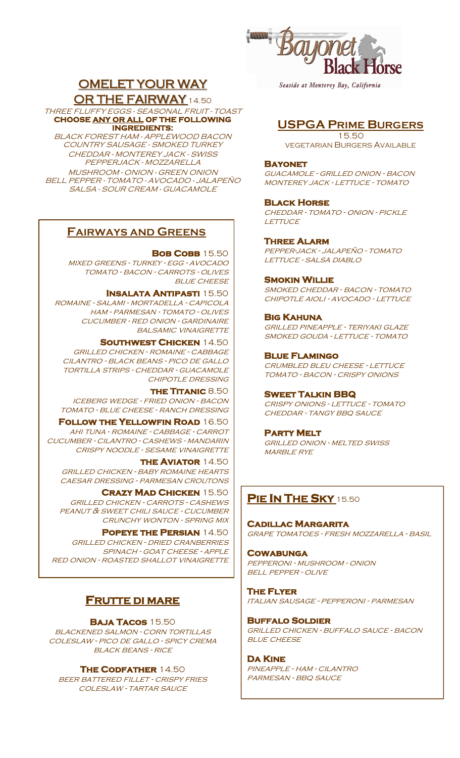Seaside at Monterey Bay, California

## OMELET YOUR WAY OR THE FAIRWAY 14.50

THREE FLUFFY EGGS - SEASONAL FRUIT - TOAST

**CHOOSE ANY OR ALL OF THE FOLLOWING INGREDIENTS:**

*BLACK FOREST HAM - APPLEWOOD BACON*
*COUNTRY SAUSAGE - SMOKED TURKEY*
*CHEDDAR - MONTEREY JACK - SWISS*
*PEPPERJACK - MOZZARELLA*
*MUSHROOM - ONION - GREEN ONION*
*BELL PEPPER - TOMATO - AVOCADO - JALAPEÑO*
*SALSA - SOUR CREAM - GUACAMOLE*

## Fairways and Greens

**Bob Cobb** 15.50
*MIXED GREENS - TURKEY - EGG - AVOCADO*
*TOMATO - BACON - CARROTS - OLIVES*
*BLUE CHEESE*

**Insalata Antipasti** 15.50
*ROMAINE - SALAMI - MORTADELLA - CAPICOLA*
*HAM - PARMESAN - TOMATO - OLIVES*
*CUCUMBER - RED ONION - GARDINAIRE*
*BALSAMIC VINAIGRETTE*

**Southwest Chicken** 14.50
*GRILLED CHICKEN - ROMAINE - CABBAGE*
*CILANTRO - BLACK BEANS - PICO DE GALLO*
*TORTILLA STRIPS - CHEDDAR - GUACAMOLE*
*CHIPOTLE DRESSING*

**the Titanic** 8.50
*ICEBERG WEDGE - FRIED ONION - BACON*
*TOMATO - BLUE CHEESE - RANCH DRESSING*

**Follow the Yellowfin Road** 16.50
*AHI TUNA - ROMAINE - CABBAGE - CARROT*
*CUCUMBER - CILANTRO - CASHEWS - MANDARIN*
*CRISPY NOODLE - SESAME VINAIGRETTE*

**the Aviator** 14.50
*GRILLED CHICKEN - BABY ROMAINE HEARTS*
*CAESAR DRESSING - PARMESAN CROUTONS*

**Crazy Mad Chicken** 15.50
*GRILLED CHICKEN - CARROTS - CASHEWS*
*PEANUT & SWEET CHILI SAUCE - CUCUMBER*
*CRUNCHY WONTON - SPRING MIX*

**Popeye the Persian** 14.50
*GRILLED CHICKEN - DRIED CRANBERRIES*
*SPINACH - GOAT CHEESE - APPLE*
*RED ONION - ROASTED SHALLOT VINAIGRETTE*

## Frutte di mare

**Baja Tacos** 15.50
*BLACKENED SALMON - CORN TORTILLAS*
*COLESLAW - PICO DE GALLO - SPICY CREMA*
*BLACK BEANS - RICE*

**The Codfather** 14.50
*BEER BATTERED FILLET - CRISPY FRIES*
*COLESLAW - TARTAR SAUCE*

## USPGA Prime Burgers

15.50

VEGETARIAN BURGERS AVAILABLE

**Bayonet**
*GUACAMOLE - GRILLED ONION - BACON*
*MONTEREY JACK - LETTUCE - TOMATO*

**Black Horse**
*CHEDDAR - TOMATO - ONION - PICKLE*
*LETTUCE*

**Three Alarm**
*PEPPER-JACK - JALAPEÑO - TOMATO*
*LETTUCE - SALSA DIABLO*

**Smokin Willie**
*SMOKED CHEDDAR - BACON - TOMATO*
*CHIPOTLE AIOLI - AVOCADO - LETTUCE*

**Big Kahuna**
*GRILLED PINEAPPLE - TERIYAKI GLAZE*
*SMOKED GOUDA - LETTUCE - TOMATO*

**Blue Flamingo**
*CRUMBLED BLEU CHEESE - LETTUCE*
*TOMATO - BACON - CRISPY ONIONS*

**Sweet Talkin BBQ**
*CRISPY ONIONS - LETTUCE - TOMATO*
*CHEDDAR - TANGY BBQ SAUCE*

**Party Melt**
*GRILLED ONION - MELTED SWISS*
*MARBLE RYE*

## Pie In The Sky 15.50

**Cadillac Margarita**
*GRAPE TOMATOES - FRESH MOZZARELLA - BASIL*

**Cowabunga**
*PEPPERONI - MUSHROOM - ONION*
*BELL PEPPER - OLIVE*

**The Flyer**
*ITALIAN SAUSAGE - PEPPERONI - PARMESAN*

**Buffalo Soldier**
*GRILLED CHICKEN - BUFFALO SAUCE - BACON*
*BLUE CHEESE*

**Da Kine**
*PINEAPPLE - HAM - CILANTRO*
*PARMESAN - BBQ SAUCE*